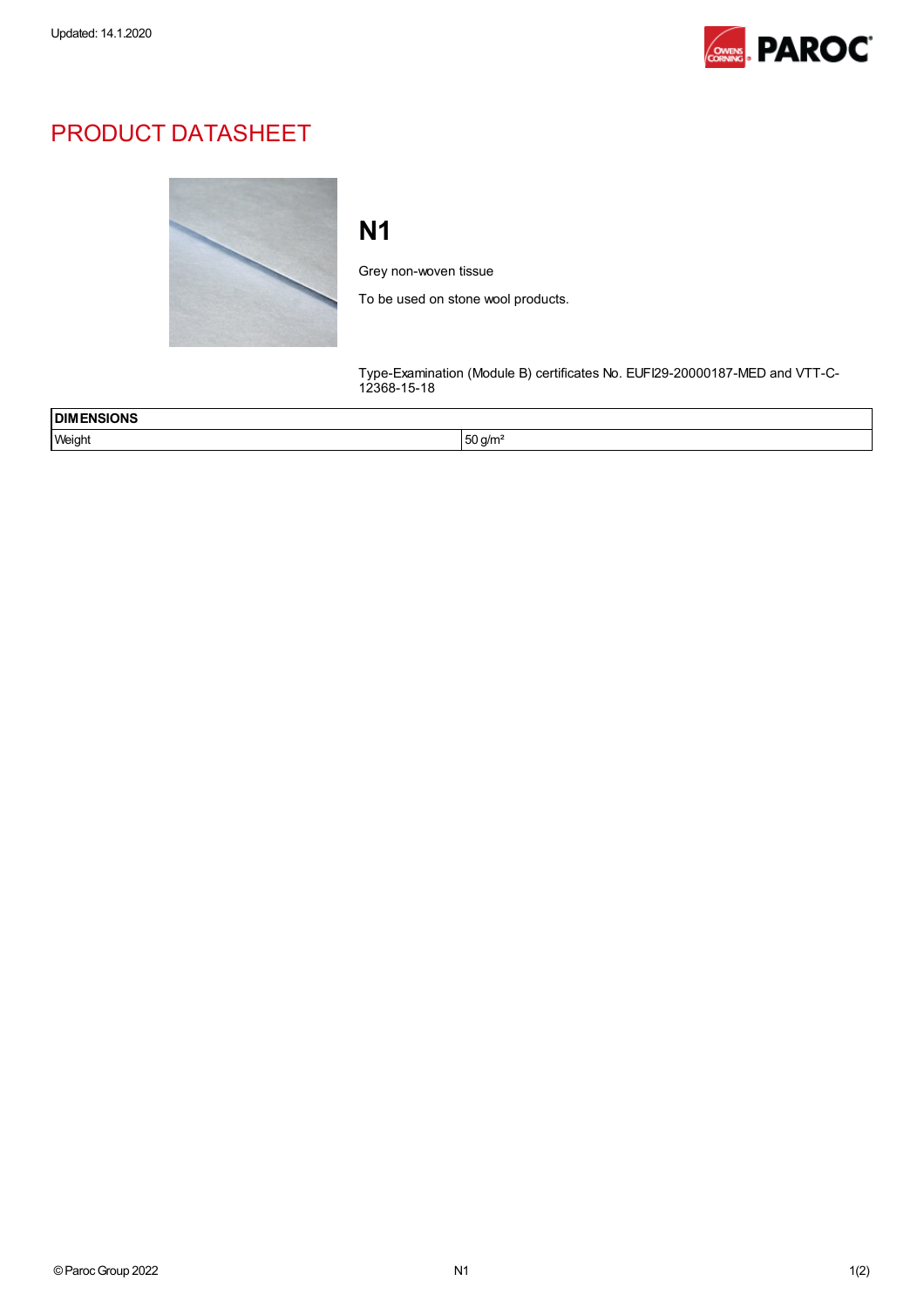Updated: 14.1.2020

# PRODUCT DATASHEET

## N1

Grey non-woven tissue

To be used on stone wool products.

Type-Examination (Module B) certificates No. EUFI29-20000187-MED and VTT-C-12368-15-18

| DIMENSIONS | |
|---|---|
| Weight | 50 g/m² |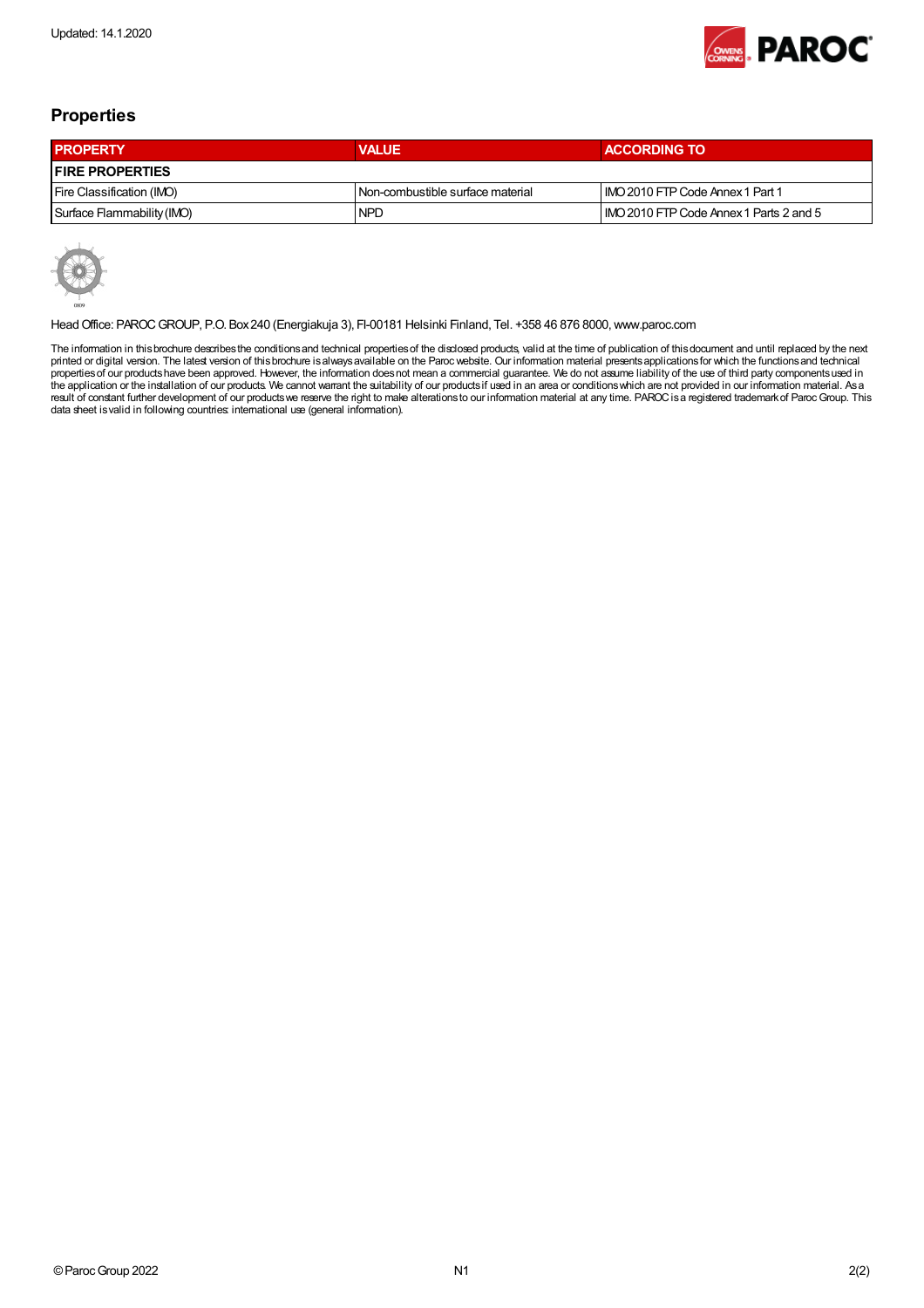Updated: 14.1.2020

## Properties

| PROPERTY | VALUE | ACCORDING TO |
|---|---|---|
| **FIRE PROPERTIES** | | |
| Fire Classification (IMO) | Non-combustible surface material | IMO 2010 FTP Code Annex 1 Part 1 |
| Surface Flammability (IMO) | NPD | IMO 2010 FTP Code Annex 1 Parts 2 and 5 |

0809

Head Office: PAROC GROUP, P.O. Box 240 (Energiakuja 3), FI-00181 Helsinki Finland, Tel. +358 46 876 8000, www.paroc.com

The information in this brochure describes the conditions and technical properties of the disclosed products, valid at the time of publication of this document and until replaced by the next printed or digital version. The latest version of this brochure is always available on the Paroc website. Our information material presents applications for which the functions and technical properties of our products have been approved. However, the information does not mean a commercial guarantee. We do not assume liability of the use of third party components used in the application or the installation of our products. We cannot warrant the suitability of our products if used in an area or conditions which are not provided in our information material. As a result of constant further development of our products we reserve the right to make alterations to our information material at any time. PAROC is a registered trademark of Paroc Group. This data sheet is valid in following countries: international use (general information).

© Paroc Group 2022

N1